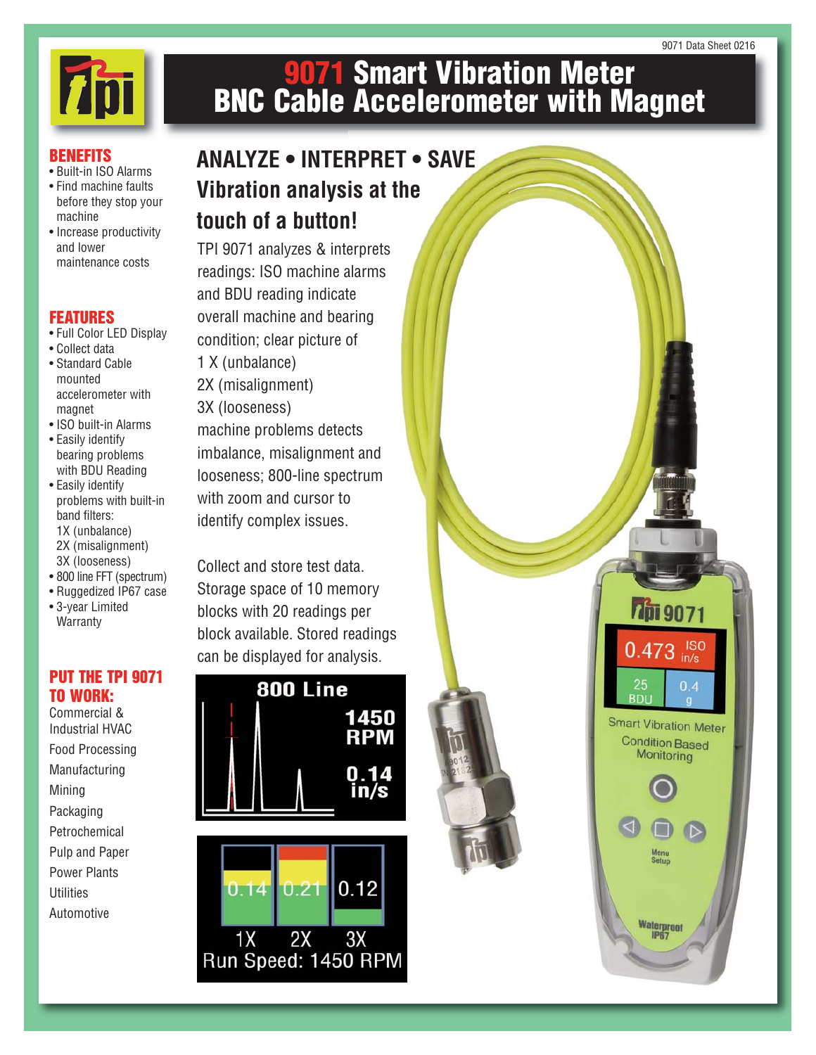# 9071 Smart Vibration Meter BNC Cable Accelerometer with Magnet

## BENEFITS

- Built-in ISO Alarms
- Find machine faults before they stop your machine
- Increase productivity and lower maintenance costs

## FEATURES

- Full Color LED Display
- Collect data
- Standard Cable mounted accelerometer with magnet
- ISO built-in Alarms
- Easily identify bearing problems with BDU Reading
- Easily identify problems with built-in band filters:
  1X (unbalance)
  2X (misalignment)
  3X (looseness)
- 800 line FFT (spectrum)
- Ruggedized IP67 case
- 3-year Limited Warranty

## PUT THE TPI 9071 TO WORK:

Commercial & Industrial HVAC
Food Processing
Manufacturing
Mining
Packaging
Petrochemical
Pulp and Paper
Power Plants
Utilities
Automotive

## ANALYZE • INTERPRET • SAVE

## Vibration analysis at the touch of a button!

TPI 9071 analyzes & interprets readings: ISO machine alarms and BDU reading indicate overall machine and bearing condition; clear picture of
1 X (unbalance)
2X (misalignment)
3X (looseness)
machine problems detects imbalance, misalignment and looseness; 800-line spectrum with zoom and cursor to identify complex issues.

Collect and store test data. Storage space of 10 memory blocks with 20 readings per block available. Stored readings can be displayed for analysis.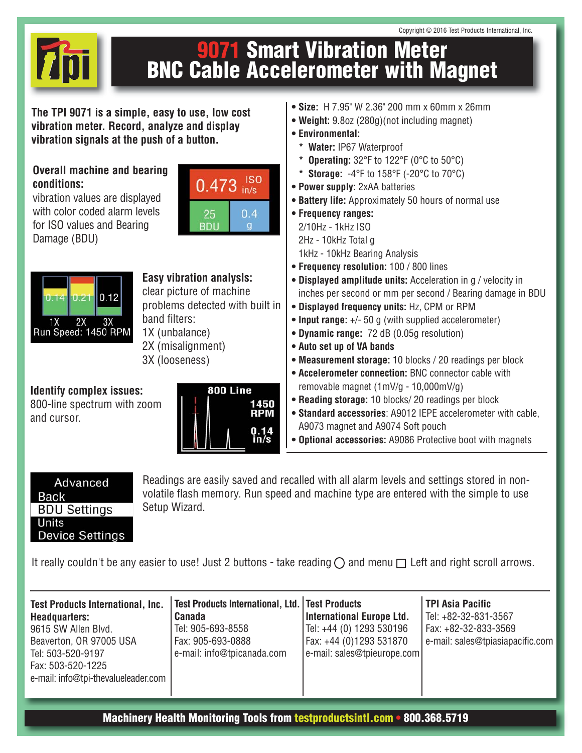Copyright © 2016 Test Products International, Inc.

# 9071 Smart Vibration Meter BNC Cable Accelerometer with Magnet

**The TPI 9071 is a simple, easy to use, low cost vibration meter. Record, analyze and display vibration signals at the push of a button.**

**Overall machine and bearing conditions:**
vibration values are displayed with color coded alarm levels for ISO values and Bearing Damage (BDU)

0.473 ISO in/s
25 BDU
0.4 g

**Easy vibration analysls:**
clear picture of machine problems detected with built in band filters:
1X (unbalance)
2X (misalignment)
3X (looseness)

0.14 0.21 0.12
1X 2X 3X
Run Speed: 1450 RPM

**Identify complex issues:**
800-line spectrum with zoom and cursor.

800 Line
1450 RPM
0.14 in/s

- **Size:** H 7.95" W 2.36" 200 mm x 60mm x 26mm
- **Weight:** 9.8oz (280g)(not including magnet)
- **Environmental:**
  - * **Water:** IP67 Waterproof
  - * **Operating:** 32°F to 122°F (0°C to 50°C)
  - * **Storage:** -4°F to 158°F (-20°C to 70°C)
- **Power supply:** 2xAA batteries
- **Battery life:** Approximately 50 hours of normal use
- **Frequency ranges:**
  2/10Hz - 1kHz ISO
  2Hz - 10kHz Total g
  1kHz - 10kHz Bearing Analysis
- **Frequency resolution:** 100 / 800 lines
- **Displayed amplitude units:** Acceleration in g / velocity in inches per second or mm per second / Bearing damage in BDU
- **Displayed frequency units:** Hz, CPM or RPM
- **Input range:** +/- 50 g (with supplied accelerometer)
- **Dynamic range:** 72 dB (0.05g resolution)
- **Auto set up of VA bands**
- **Measurement storage:** 10 blocks / 20 readings per block
- **Accelerometer connection:** BNC connector cable with removable magnet (1mV/g - 10,000mV/g)
- **Reading storage:** 10 blocks/ 20 readings per block
- **Standard accessories**: A9012 IEPE accelerometer with cable, A9073 magnet and A9074 Soft pouch
- **Optional accessories:** A9086 Protective boot with magnets

Advanced
Back
BDU Settings
Units
Device Settings

Readings are easily saved and recalled with all alarm levels and settings stored in non-volatile flash memory. Run speed and machine type are entered with the simple to use Setup Wizard.

It really couldn't be any easier to use! Just 2 buttons - take reading ○ and menu □ Left and right scroll arrows.

**Test Products International, Inc. Headquarters:**
9615 SW Allen Blvd.
Beaverton, OR 97005 USA
Tel: 503-520-9197
Fax: 503-520-1225
e-mail: info@tpi-thevalueleader.com

**Test Products International, Ltd. Canada**
Tel: 905-693-8558
Fax: 905-693-0888
e-mail: info@tpicanada.com

**Test Products International Europe Ltd.**
Tel: +44 (0) 1293 530196
Fax: +44 (0)1293 531870
e-mail: sales@tpieurope.com

**TPI Asia Pacific**
Tel: +82-32-831-3567
Fax: +82-32-833-3569
e-mail: sales@tpiasiapacific.com

**Machinery Health Monitoring Tools from testproductsintl.com • 800.368.5719**